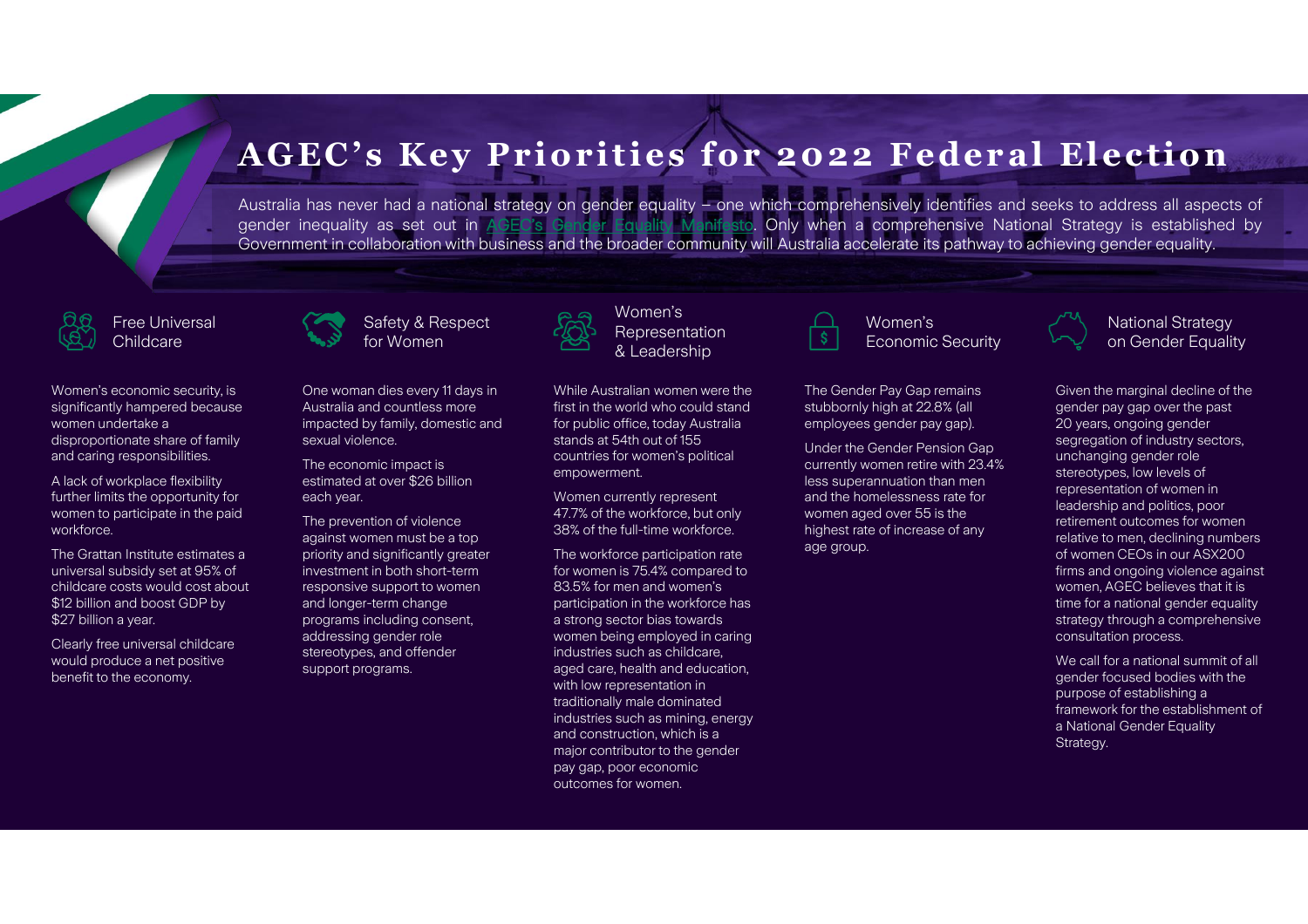# AGEC's Key Priorities for 2022 Federal Election

Australia has never had a national strategy on gender equality – one which comprehensively identifies and seeks to address all aspects of gender inequality as set out in AGEC's Gender Equality Manifesto. Only when a comprehensive National Strategy is established by Government in collaboration with business and the broader community will Australia accelerate its pathway to achieving gender equality.

## Free Universal Childcare

Women's economic security, is significantly hampered because women undertake a disproportionate share of family and caring responsibilities.

A lack of workplace flexibility further limits the opportunity for women to participate in the paid workforce.

The Grattan Institute estimates a universal subsidy set at 95% of childcare costs would cost about $12 billion and boost GDP by $27 billion a year.

Clearly free universal childcare would produce a net positive benefit to the economy.

## Safety & Respect for Women

One woman dies every 11 days in Australia and countless more impacted by family, domestic and sexual violence.

The economic impact is estimated at over $26 billion each year.

The prevention of violence against women must be a top priority and significantly greater investment in both short-term responsive support to women and longer-term change programs including consent, addressing gender role stereotypes, and offender support programs.

## Women's Representation & Leadership

While Australian women were the first in the world who could stand for public office, today Australia stands at 54th out of 155 countries for women's political empowerment.

Women currently represent 47.7% of the workforce, but only 38% of the full-time workforce.

The workforce participation rate for women is 75.4% compared to 83.5% for men and women's participation in the workforce has a strong sector bias towards women being employed in caring industries such as childcare, aged care, health and education, with low representation in traditionally male dominated industries such as mining, energy and construction, which is a major contributor to the gender pay gap, poor economic outcomes for women.

## Women's Economic Security

The Gender Pay Gap remains stubbornly high at 22.8% (all employees gender pay gap).

Under the Gender Pension Gap currently women retire with 23.4% less superannuation than men and the homelessness rate for women aged over 55 is the highest rate of increase of any age group.

## National Strategy on Gender Equality

Given the marginal decline of the gender pay gap over the past 20 years, ongoing gender segregation of industry sectors, unchanging gender role stereotypes, low levels of representation of women in leadership and politics, poor retirement outcomes for women relative to men, declining numbers of women CEOs in our ASX200 firms and ongoing violence against women, AGEC believes that it is time for a national gender equality strategy through a comprehensive consultation process.

We call for a national summit of all gender focused bodies with the purpose of establishing a framework for the establishment of a National Gender Equality Strategy.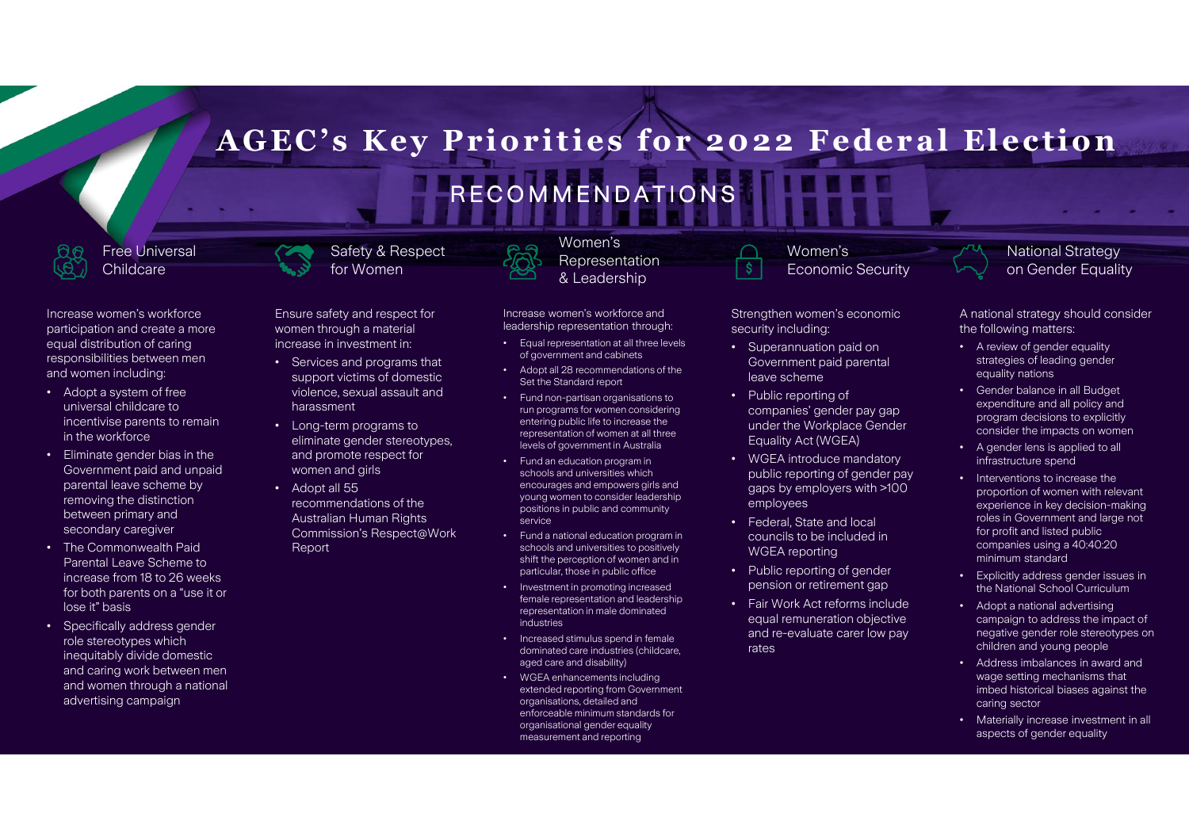# AGEC's Key Priorities for 2022 Federal Election

## RECOMMENDATIONS

### Free Universal Childcare

Increase women's workforce participation and create a more equal distribution of caring responsibilities between men and women including:

- Adopt a system of free universal childcare to incentivise parents to remain in the workforce
- Eliminate gender bias in the Government paid and unpaid parental leave scheme by removing the distinction between primary and secondary caregiver
- The Commonwealth Paid Parental Leave Scheme to increase from 18 to 26 weeks for both parents on a "use it or lose it" basis
- Specifically address gender role stereotypes which inequitably divide domestic and caring work between men and women through a national advertising campaign

### Safety & Respect for Women

Ensure safety and respect for women through a material increase in investment in:

- Services and programs that support victims of domestic violence, sexual assault and harassment
- Long-term programs to eliminate gender stereotypes, and promote respect for women and girls
- Adopt all 55 recommendations of the Australian Human Rights Commission's Respect@Work Report

### Women's Representation & Leadership

Increase women's workforce and leadership representation through:

- Equal representation at all three levels of government and cabinets
- Adopt all 28 recommendations of the Set the Standard report
- Fund non-partisan organisations to run programs for women considering entering public life to increase the representation of women at all three levels of government in Australia
- Fund an education program in schools and universities which encourages and empowers girls and young women to consider leadership positions in public and community service
- Fund a national education program in schools and universities to positively shift the perception of women and in particular, those in public office
- Investment in promoting increased female representation and leadership representation in male dominated industries
- Increased stimulus spend in female dominated care industries (childcare, aged care and disability)
- WGEA enhancements including extended reporting from Government organisations, detailed and enforceable minimum standards for organisational gender equality measurement and reporting

### Women's Economic Security

Strengthen women's economic security including:

- Superannuation paid on Government paid parental leave scheme
- Public reporting of companies' gender pay gap under the Workplace Gender Equality Act (WGEA)
- WGEA introduce mandatory public reporting of gender pay gaps by employers with >100 employees
- Federal, State and local councils to be included in WGEA reporting
- Public reporting of gender pension or retirement gap
- Fair Work Act reforms include equal remuneration objective and re-evaluate carer low pay rates

### National Strategy on Gender Equality

A national strategy should consider the following matters:

- A review of gender equality strategies of leading gender equality nations
- Gender balance in all Budget expenditure and all policy and program decisions to explicitly consider the impacts on women
- A gender lens is applied to all infrastructure spend
- Interventions to increase the proportion of women with relevant experience in key decision-making roles in Government and large not for profit and listed public companies using a 40:40:20 minimum standard
- Explicitly address gender issues in the National School Curriculum
- Adopt a national advertising campaign to address the impact of negative gender role stereotypes on children and young people
- Address imbalances in award and wage setting mechanisms that imbed historical biases against the caring sector
- Materially increase investment in all aspects of gender equality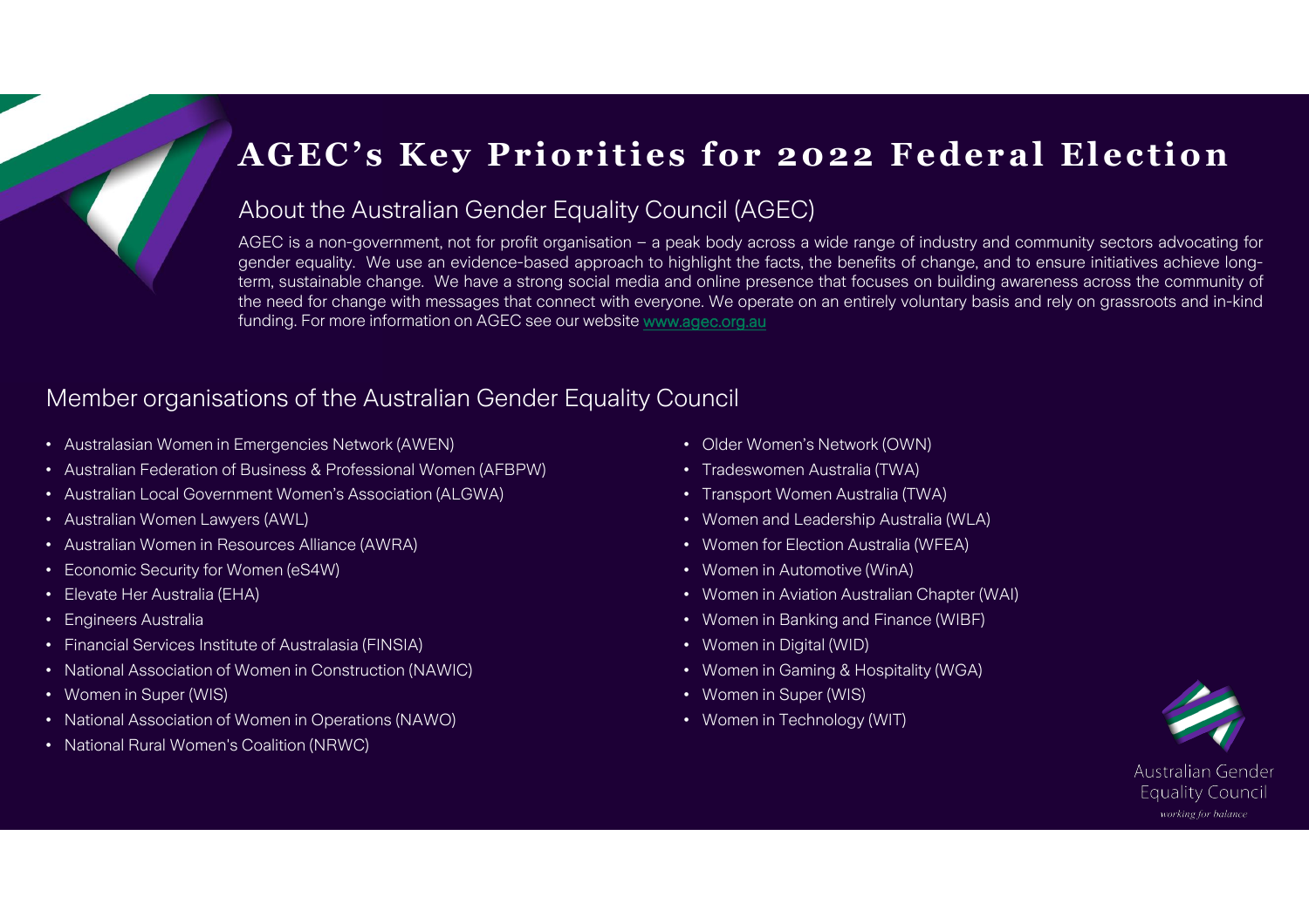# AGEC's Key Priorities for 2022 Federal Election

## About the Australian Gender Equality Council (AGEC)

AGEC is a non-government, not for profit organisation – a peak body across a wide range of industry and community sectors advocating for gender equality. We use an evidence-based approach to highlight the facts, the benefits of change, and to ensure initiatives achieve long-term, sustainable change. We have a strong social media and online presence that focuses on building awareness across the community of the need for change with messages that connect with everyone. We operate on an entirely voluntary basis and rely on grassroots and in-kind funding. For more information on AGEC see our website www.agec.org.au

## Member organisations of the Australian Gender Equality Council

- Australasian Women in Emergencies Network (AWEN)
- Australian Federation of Business & Professional Women (AFBPW)
- Australian Local Government Women's Association (ALGWA)
- Australian Women Lawyers (AWL)
- Australian Women in Resources Alliance (AWRA)
- Economic Security for Women (eS4W)
- Elevate Her Australia (EHA)
- Engineers Australia
- Financial Services Institute of Australasia (FINSIA)
- National Association of Women in Construction (NAWIC)
- Women in Super (WIS)
- National Association of Women in Operations (NAWO)
- National Rural Women's Coalition (NRWC)
- Older Women's Network (OWN)
- Tradeswomen Australia (TWA)
- Transport Women Australia (TWA)
- Women and Leadership Australia (WLA)
- Women for Election Australia (WFEA)
- Women in Automotive (WinA)
- Women in Aviation Australian Chapter (WAI)
- Women in Banking and Finance (WIBF)
- Women in Digital (WID)
- Women in Gaming & Hospitality (WGA)
- Women in Super (WIS)
- Women in Technology (WIT)

Australian Gender Equality Council

*working for balance*